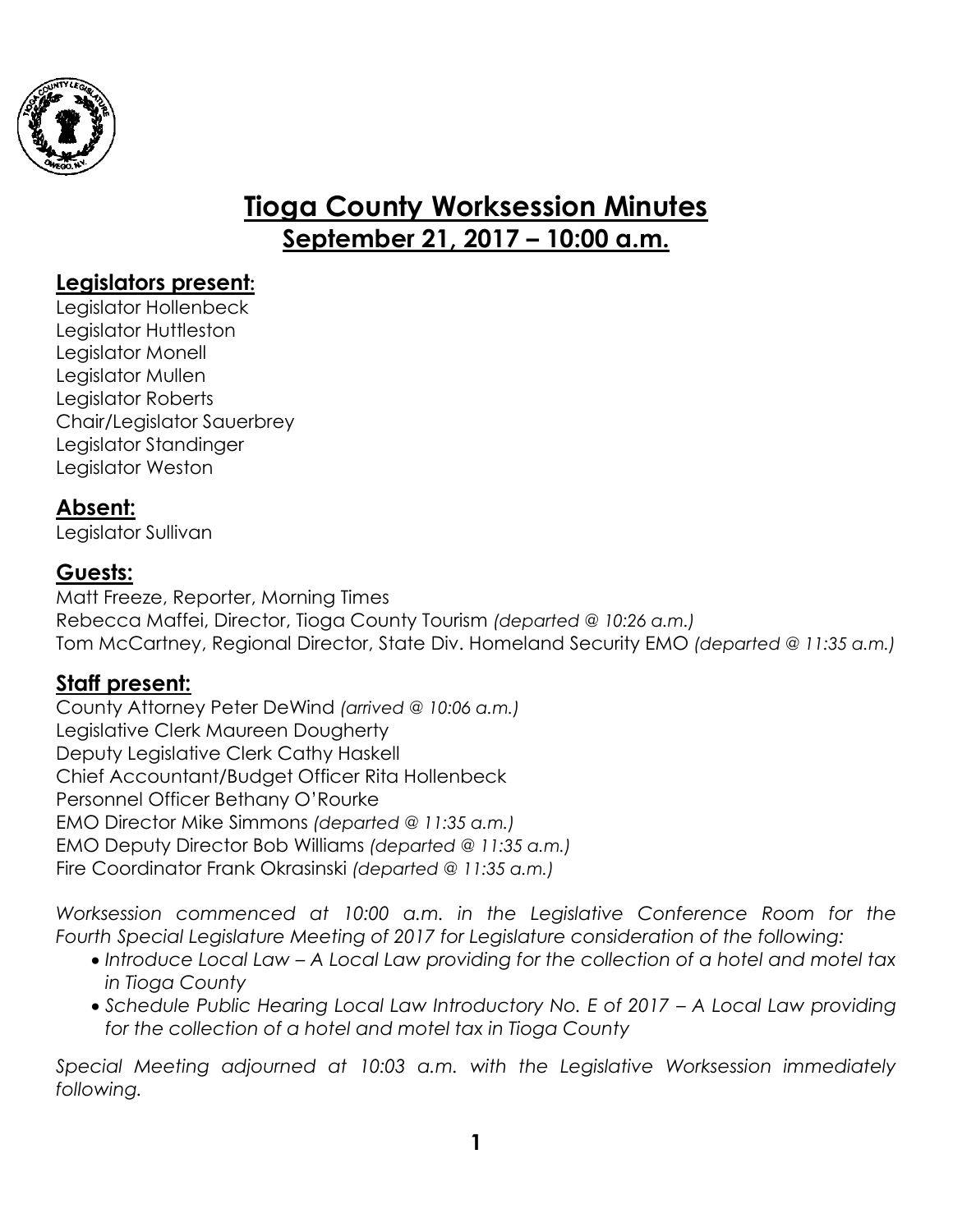# Tioga County Worksession Minutes

## September 21, 2017 – 10:00 a.m.

### Legislators present:

Legislator Hollenbeck
Legislator Huttleston
Legislator Monell
Legislator Mullen
Legislator Roberts
Chair/Legislator Sauerbrey
Legislator Standinger
Legislator Weston

### Absent:

Legislator Sullivan

### Guests:

Matt Freeze, Reporter, Morning Times
Rebecca Maffei, Director, Tioga County Tourism *(departed @ 10:26 a.m.)*
Tom McCartney, Regional Director, State Div. Homeland Security EMO *(departed @ 11:35 a.m.)*

### Staff present:

County Attorney Peter DeWind *(arrived @ 10:06 a.m.)*
Legislative Clerk Maureen Dougherty
Deputy Legislative Clerk Cathy Haskell
Chief Accountant/Budget Officer Rita Hollenbeck
Personnel Officer Bethany O'Rourke
EMO Director Mike Simmons *(departed @ 11:35 a.m.)*
EMO Deputy Director Bob Williams *(departed @ 11:35 a.m.)*
Fire Coordinator Frank Okrasinski *(departed @ 11:35 a.m.)*

*Worksession commenced at 10:00 a.m. in the Legislative Conference Room for the Fourth Special Legislature Meeting of 2017 for Legislature consideration of the following:*

- *Introduce Local Law – A Local Law providing for the collection of a hotel and motel tax in Tioga County*
- *Schedule Public Hearing Local Law Introductory No. E of 2017 – A Local Law providing for the collection of a hotel and motel tax in Tioga County*

*Special Meeting adjourned at 10:03 a.m. with the Legislative Worksession immediately following.*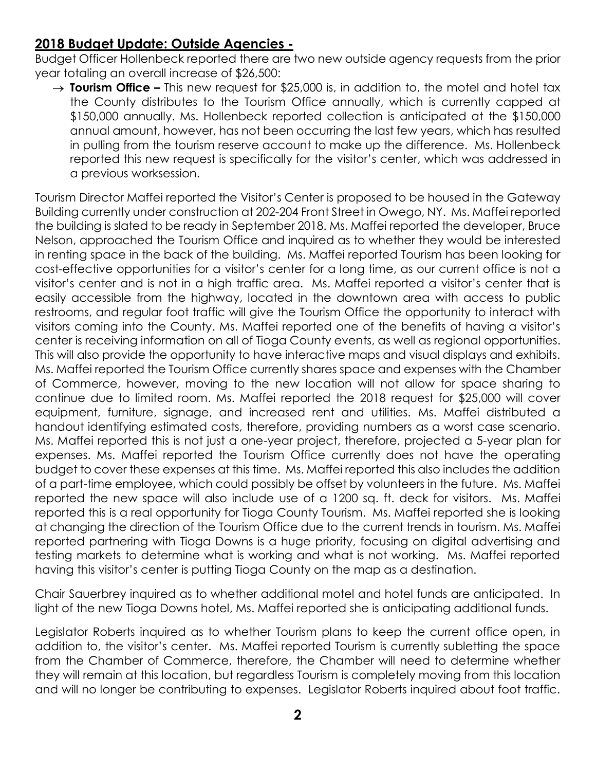## **2018 Budget Update: Outside Agencies -**

Budget Officer Hollenbeck reported there are two new outside agency requests from the prior year totaling an overall increase of $26,500:

→ **Tourism Office –** This new request for $25,000 is, in addition to, the motel and hotel tax the County distributes to the Tourism Office annually, which is currently capped at $150,000 annually. Ms. Hollenbeck reported collection is anticipated at the $150,000 annual amount, however, has not been occurring the last few years, which has resulted in pulling from the tourism reserve account to make up the difference. Ms. Hollenbeck reported this new request is specifically for the visitor's center, which was addressed in a previous worksession.

Tourism Director Maffei reported the Visitor's Center is proposed to be housed in the Gateway Building currently under construction at 202-204 Front Street in Owego, NY. Ms. Maffei reported the building is slated to be ready in September 2018. Ms. Maffei reported the developer, Bruce Nelson, approached the Tourism Office and inquired as to whether they would be interested in renting space in the back of the building. Ms. Maffei reported Tourism has been looking for cost-effective opportunities for a visitor's center for a long time, as our current office is not a visitor's center and is not in a high traffic area. Ms. Maffei reported a visitor's center that is easily accessible from the highway, located in the downtown area with access to public restrooms, and regular foot traffic will give the Tourism Office the opportunity to interact with visitors coming into the County. Ms. Maffei reported one of the benefits of having a visitor's center is receiving information on all of Tioga County events, as well as regional opportunities. This will also provide the opportunity to have interactive maps and visual displays and exhibits. Ms. Maffei reported the Tourism Office currently shares space and expenses with the Chamber of Commerce, however, moving to the new location will not allow for space sharing to continue due to limited room. Ms. Maffei reported the 2018 request for $25,000 will cover equipment, furniture, signage, and increased rent and utilities. Ms. Maffei distributed a handout identifying estimated costs, therefore, providing numbers as a worst case scenario. Ms. Maffei reported this is not just a one-year project, therefore, projected a 5-year plan for expenses. Ms. Maffei reported the Tourism Office currently does not have the operating budget to cover these expenses at this time. Ms. Maffei reported this also includes the addition of a part-time employee, which could possibly be offset by volunteers in the future. Ms. Maffei reported the new space will also include use of a 1200 sq. ft. deck for visitors. Ms. Maffei reported this is a real opportunity for Tioga County Tourism. Ms. Maffei reported she is looking at changing the direction of the Tourism Office due to the current trends in tourism. Ms. Maffei reported partnering with Tioga Downs is a huge priority, focusing on digital advertising and testing markets to determine what is working and what is not working. Ms. Maffei reported having this visitor's center is putting Tioga County on the map as a destination.

Chair Sauerbrey inquired as to whether additional motel and hotel funds are anticipated. In light of the new Tioga Downs hotel, Ms. Maffei reported she is anticipating additional funds.

Legislator Roberts inquired as to whether Tourism plans to keep the current office open, in addition to, the visitor's center. Ms. Maffei reported Tourism is currently subletting the space from the Chamber of Commerce, therefore, the Chamber will need to determine whether they will remain at this location, but regardless Tourism is completely moving from this location and will no longer be contributing to expenses. Legislator Roberts inquired about foot traffic.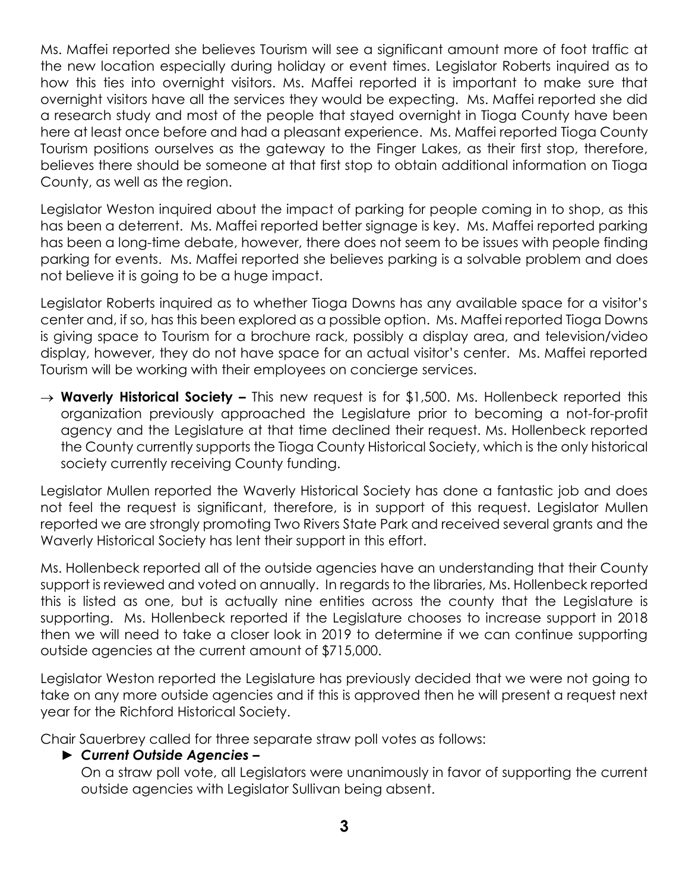Ms. Maffei reported she believes Tourism will see a significant amount more of foot traffic at the new location especially during holiday or event times. Legislator Roberts inquired as to how this ties into overnight visitors. Ms. Maffei reported it is important to make sure that overnight visitors have all the services they would be expecting. Ms. Maffei reported she did a research study and most of the people that stayed overnight in Tioga County have been here at least once before and had a pleasant experience. Ms. Maffei reported Tioga County Tourism positions ourselves as the gateway to the Finger Lakes, as their first stop, therefore, believes there should be someone at that first stop to obtain additional information on Tioga County, as well as the region.

Legislator Weston inquired about the impact of parking for people coming in to shop, as this has been a deterrent. Ms. Maffei reported better signage is key. Ms. Maffei reported parking has been a long-time debate, however, there does not seem to be issues with people finding parking for events. Ms. Maffei reported she believes parking is a solvable problem and does not believe it is going to be a huge impact.

Legislator Roberts inquired as to whether Tioga Downs has any available space for a visitor's center and, if so, has this been explored as a possible option. Ms. Maffei reported Tioga Downs is giving space to Tourism for a brochure rack, possibly a display area, and television/video display, however, they do not have space for an actual visitor's center. Ms. Maffei reported Tourism will be working with their employees on concierge services.

→ **Waverly Historical Society –** This new request is for $1,500. Ms. Hollenbeck reported this organization previously approached the Legislature prior to becoming a not-for-profit agency and the Legislature at that time declined their request. Ms. Hollenbeck reported the County currently supports the Tioga County Historical Society, which is the only historical society currently receiving County funding.

Legislator Mullen reported the Waverly Historical Society has done a fantastic job and does not feel the request is significant, therefore, is in support of this request. Legislator Mullen reported we are strongly promoting Two Rivers State Park and received several grants and the Waverly Historical Society has lent their support in this effort.

Ms. Hollenbeck reported all of the outside agencies have an understanding that their County support is reviewed and voted on annually. In regards to the libraries, Ms. Hollenbeck reported this is listed as one, but is actually nine entities across the county that the Legislature is supporting. Ms. Hollenbeck reported if the Legislature chooses to increase support in 2018 then we will need to take a closer look in 2019 to determine if we can continue supporting outside agencies at the current amount of $715,000.

Legislator Weston reported the Legislature has previously decided that we were not going to take on any more outside agencies and if this is approved then he will present a request next year for the Richford Historical Society.

Chair Sauerbrey called for three separate straw poll votes as follows:

► ***Current Outside Agencies –***

On a straw poll vote, all Legislators were unanimously in favor of supporting the current outside agencies with Legislator Sullivan being absent.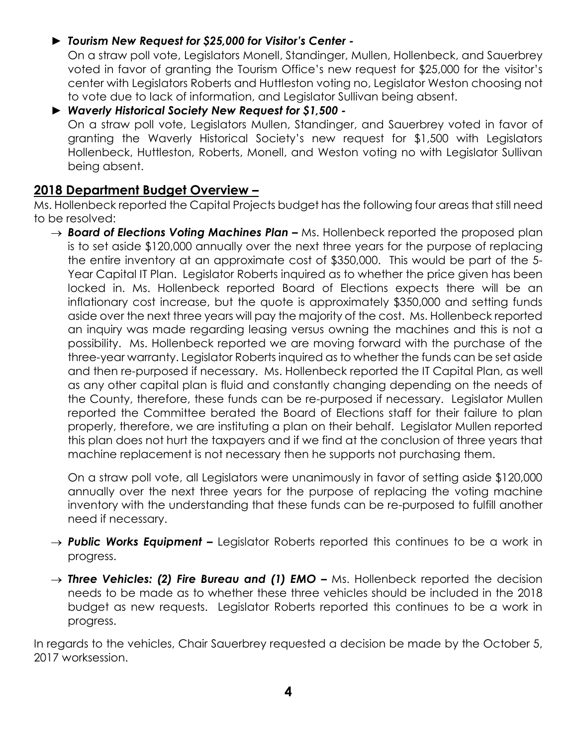► ***Tourism New Request for $25,000 for Visitor's Center -***
On a straw poll vote, Legislators Monell, Standinger, Mullen, Hollenbeck, and Sauerbrey voted in favor of granting the Tourism Office's new request for $25,000 for the visitor's center with Legislators Roberts and Huttleston voting no, Legislator Weston choosing not to vote due to lack of information, and Legislator Sullivan being absent.

► ***Waverly Historical Society New Request for $1,500 -***
On a straw poll vote, Legislators Mullen, Standinger, and Sauerbrey voted in favor of granting the Waverly Historical Society's new request for $1,500 with Legislators Hollenbeck, Huttleston, Roberts, Monell, and Weston voting no with Legislator Sullivan being absent.

## **2018 Department Budget Overview –**

Ms. Hollenbeck reported the Capital Projects budget has the following four areas that still need to be resolved:

→ ***Board of Elections Voting Machines Plan –*** Ms. Hollenbeck reported the proposed plan is to set aside $120,000 annually over the next three years for the purpose of replacing the entire inventory at an approximate cost of $350,000. This would be part of the 5-Year Capital IT Plan. Legislator Roberts inquired as to whether the price given has been locked in. Ms. Hollenbeck reported Board of Elections expects there will be an inflationary cost increase, but the quote is approximately $350,000 and setting funds aside over the next three years will pay the majority of the cost. Ms. Hollenbeck reported an inquiry was made regarding leasing versus owning the machines and this is not a possibility. Ms. Hollenbeck reported we are moving forward with the purchase of the three-year warranty. Legislator Roberts inquired as to whether the funds can be set aside and then re-purposed if necessary. Ms. Hollenbeck reported the IT Capital Plan, as well as any other capital plan is fluid and constantly changing depending on the needs of the County, therefore, these funds can be re-purposed if necessary. Legislator Mullen reported the Committee berated the Board of Elections staff for their failure to plan properly, therefore, we are instituting a plan on their behalf. Legislator Mullen reported this plan does not hurt the taxpayers and if we find at the conclusion of three years that machine replacement is not necessary then he supports not purchasing them.

On a straw poll vote, all Legislators were unanimously in favor of setting aside $120,000 annually over the next three years for the purpose of replacing the voting machine inventory with the understanding that these funds can be re-purposed to fulfill another need if necessary.

→ ***Public Works Equipment –*** Legislator Roberts reported this continues to be a work in progress.

→ ***Three Vehicles: (2) Fire Bureau and (1) EMO –*** Ms. Hollenbeck reported the decision needs to be made as to whether these three vehicles should be included in the 2018 budget as new requests. Legislator Roberts reported this continues to be a work in progress.

In regards to the vehicles, Chair Sauerbrey requested a decision be made by the October 5, 2017 worksession.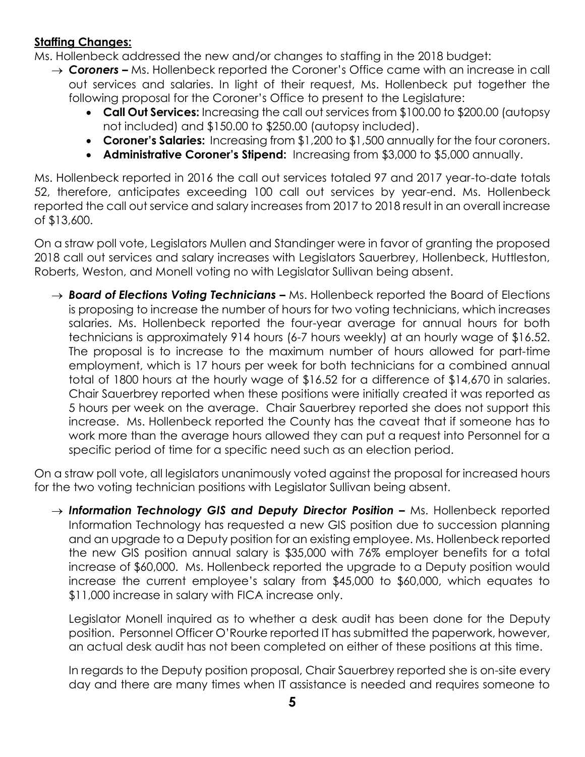**Staffing Changes:**

Ms. Hollenbeck addressed the new and/or changes to staffing in the 2018 budget:

→ ***Coroners –*** Ms. Hollenbeck reported the Coroner's Office came with an increase in call out services and salaries. In light of their request, Ms. Hollenbeck put together the following proposal for the Coroner's Office to present to the Legislature:

- **Call Out Services:** Increasing the call out services from $100.00 to $200.00 (autopsy not included) and $150.00 to $250.00 (autopsy included).
- **Coroner's Salaries:** Increasing from $1,200 to $1,500 annually for the four coroners.
- **Administrative Coroner's Stipend:** Increasing from $3,000 to $5,000 annually.

Ms. Hollenbeck reported in 2016 the call out services totaled 97 and 2017 year-to-date totals 52, therefore, anticipates exceeding 100 call out services by year-end. Ms. Hollenbeck reported the call out service and salary increases from 2017 to 2018 result in an overall increase of $13,600.

On a straw poll vote, Legislators Mullen and Standinger were in favor of granting the proposed 2018 call out services and salary increases with Legislators Sauerbrey, Hollenbeck, Huttleston, Roberts, Weston, and Monell voting no with Legislator Sullivan being absent.

→ ***Board of Elections Voting Technicians –*** Ms. Hollenbeck reported the Board of Elections is proposing to increase the number of hours for two voting technicians, which increases salaries. Ms. Hollenbeck reported the four-year average for annual hours for both technicians is approximately 914 hours (6-7 hours weekly) at an hourly wage of $16.52. The proposal is to increase to the maximum number of hours allowed for part-time employment, which is 17 hours per week for both technicians for a combined annual total of 1800 hours at the hourly wage of $16.52 for a difference of $14,670 in salaries. Chair Sauerbrey reported when these positions were initially created it was reported as 5 hours per week on the average. Chair Sauerbrey reported she does not support this increase. Ms. Hollenbeck reported the County has the caveat that if someone has to work more than the average hours allowed they can put a request into Personnel for a specific period of time for a specific need such as an election period.

On a straw poll vote, all legislators unanimously voted against the proposal for increased hours for the two voting technician positions with Legislator Sullivan being absent.

→ ***Information Technology GIS and Deputy Director Position –*** Ms. Hollenbeck reported Information Technology has requested a new GIS position due to succession planning and an upgrade to a Deputy position for an existing employee. Ms. Hollenbeck reported the new GIS position annual salary is $35,000 with 76% employer benefits for a total increase of $60,000. Ms. Hollenbeck reported the upgrade to a Deputy position would increase the current employee's salary from $45,000 to $60,000, which equates to $11,000 increase in salary with FICA increase only.

Legislator Monell inquired as to whether a desk audit has been done for the Deputy position. Personnel Officer O'Rourke reported IT has submitted the paperwork, however, an actual desk audit has not been completed on either of these positions at this time.

In regards to the Deputy position proposal, Chair Sauerbrey reported she is on-site every day and there are many times when IT assistance is needed and requires someone to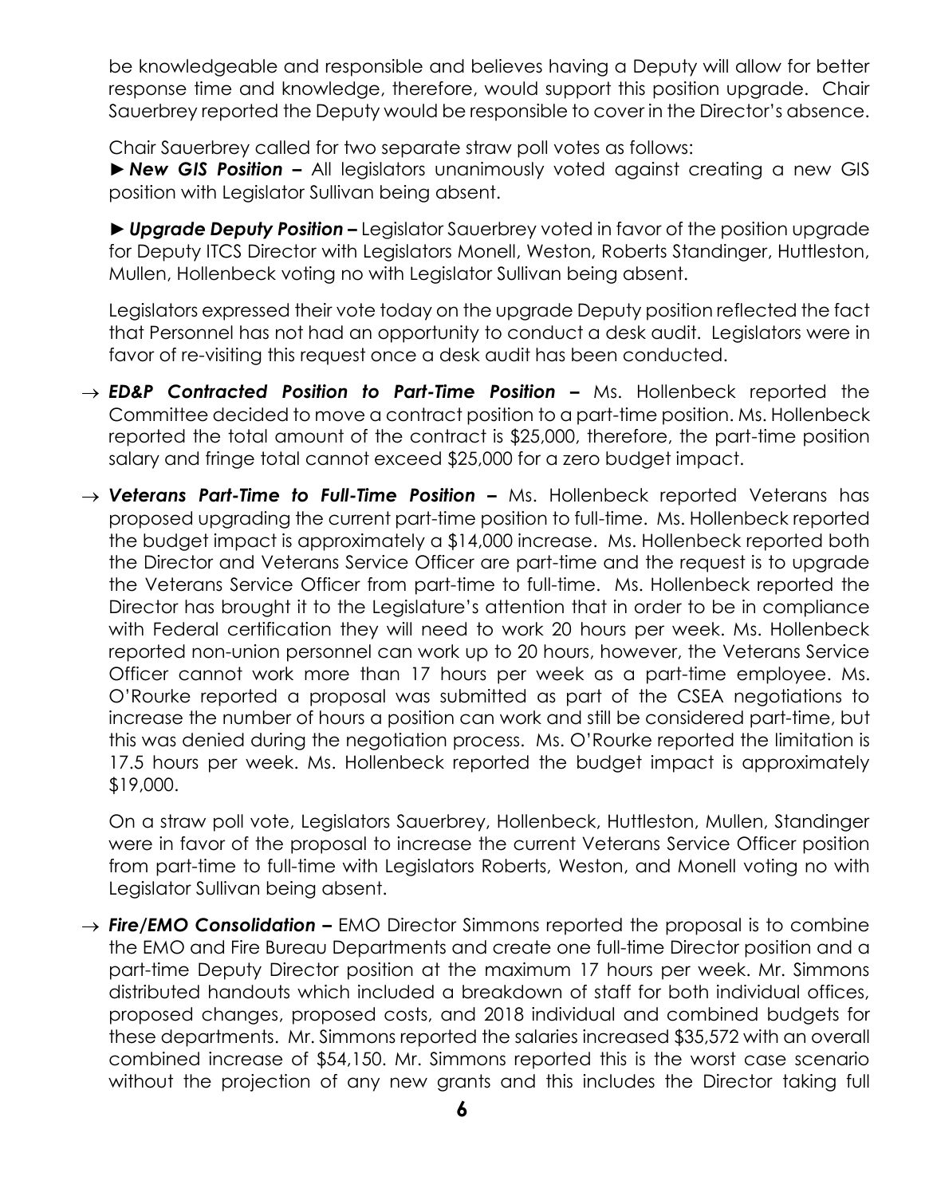be knowledgeable and responsible and believes having a Deputy will allow for better response time and knowledge, therefore, would support this position upgrade. Chair Sauerbrey reported the Deputy would be responsible to cover in the Director's absence.

Chair Sauerbrey called for two separate straw poll votes as follows:

► ***New GIS Position –*** All legislators unanimously voted against creating a new GIS position with Legislator Sullivan being absent.

► ***Upgrade Deputy Position –*** Legislator Sauerbrey voted in favor of the position upgrade for Deputy ITCS Director with Legislators Monell, Weston, Roberts Standinger, Huttleston, Mullen, Hollenbeck voting no with Legislator Sullivan being absent.

Legislators expressed their vote today on the upgrade Deputy position reflected the fact that Personnel has not had an opportunity to conduct a desk audit. Legislators were in favor of re-visiting this request once a desk audit has been conducted.

→ ***ED&P Contracted Position to Part-Time Position –*** Ms. Hollenbeck reported the Committee decided to move a contract position to a part-time position. Ms. Hollenbeck reported the total amount of the contract is $25,000, therefore, the part-time position salary and fringe total cannot exceed $25,000 for a zero budget impact.

→ ***Veterans Part-Time to Full-Time Position –*** Ms. Hollenbeck reported Veterans has proposed upgrading the current part-time position to full-time. Ms. Hollenbeck reported the budget impact is approximately a $14,000 increase. Ms. Hollenbeck reported both the Director and Veterans Service Officer are part-time and the request is to upgrade the Veterans Service Officer from part-time to full-time. Ms. Hollenbeck reported the Director has brought it to the Legislature's attention that in order to be in compliance with Federal certification they will need to work 20 hours per week. Ms. Hollenbeck reported non-union personnel can work up to 20 hours, however, the Veterans Service Officer cannot work more than 17 hours per week as a part-time employee. Ms. O'Rourke reported a proposal was submitted as part of the CSEA negotiations to increase the number of hours a position can work and still be considered part-time, but this was denied during the negotiation process. Ms. O'Rourke reported the limitation is 17.5 hours per week. Ms. Hollenbeck reported the budget impact is approximately $19,000.

On a straw poll vote, Legislators Sauerbrey, Hollenbeck, Huttleston, Mullen, Standinger were in favor of the proposal to increase the current Veterans Service Officer position from part-time to full-time with Legislators Roberts, Weston, and Monell voting no with Legislator Sullivan being absent.

→ ***Fire/EMO Consolidation –*** EMO Director Simmons reported the proposal is to combine the EMO and Fire Bureau Departments and create one full-time Director position and a part-time Deputy Director position at the maximum 17 hours per week. Mr. Simmons distributed handouts which included a breakdown of staff for both individual offices, proposed changes, proposed costs, and 2018 individual and combined budgets for these departments. Mr. Simmons reported the salaries increased $35,572 with an overall combined increase of $54,150. Mr. Simmons reported this is the worst case scenario without the projection of any new grants and this includes the Director taking full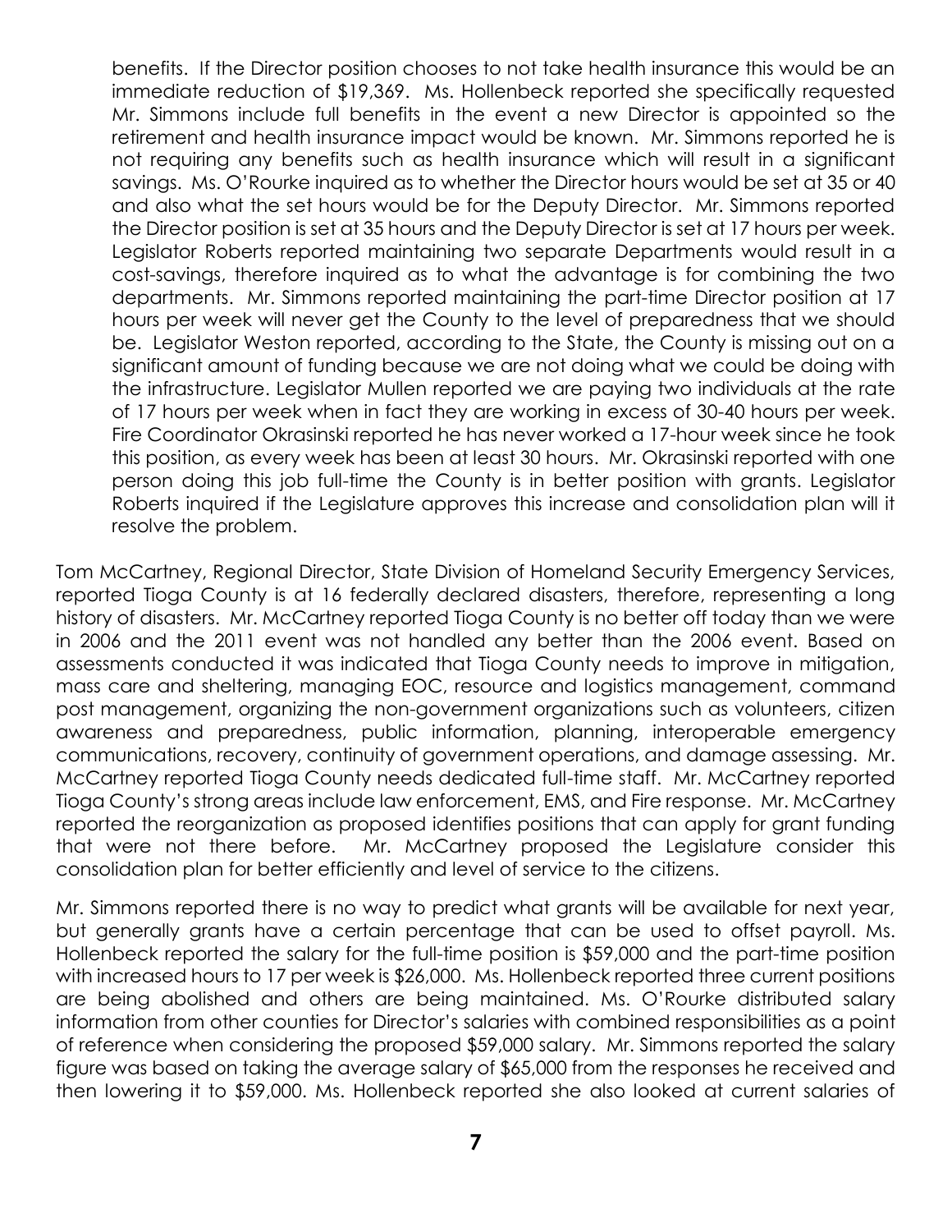benefits. If the Director position chooses to not take health insurance this would be an immediate reduction of $19,369. Ms. Hollenbeck reported she specifically requested Mr. Simmons include full benefits in the event a new Director is appointed so the retirement and health insurance impact would be known. Mr. Simmons reported he is not requiring any benefits such as health insurance which will result in a significant savings. Ms. O'Rourke inquired as to whether the Director hours would be set at 35 or 40 and also what the set hours would be for the Deputy Director. Mr. Simmons reported the Director position is set at 35 hours and the Deputy Director is set at 17 hours per week. Legislator Roberts reported maintaining two separate Departments would result in a cost-savings, therefore inquired as to what the advantage is for combining the two departments. Mr. Simmons reported maintaining the part-time Director position at 17 hours per week will never get the County to the level of preparedness that we should be. Legislator Weston reported, according to the State, the County is missing out on a significant amount of funding because we are not doing what we could be doing with the infrastructure. Legislator Mullen reported we are paying two individuals at the rate of 17 hours per week when in fact they are working in excess of 30-40 hours per week. Fire Coordinator Okrasinski reported he has never worked a 17-hour week since he took this position, as every week has been at least 30 hours. Mr. Okrasinski reported with one person doing this job full-time the County is in better position with grants. Legislator Roberts inquired if the Legislature approves this increase and consolidation plan will it resolve the problem.

Tom McCartney, Regional Director, State Division of Homeland Security Emergency Services, reported Tioga County is at 16 federally declared disasters, therefore, representing a long history of disasters. Mr. McCartney reported Tioga County is no better off today than we were in 2006 and the 2011 event was not handled any better than the 2006 event. Based on assessments conducted it was indicated that Tioga County needs to improve in mitigation, mass care and sheltering, managing EOC, resource and logistics management, command post management, organizing the non-government organizations such as volunteers, citizen awareness and preparedness, public information, planning, interoperable emergency communications, recovery, continuity of government operations, and damage assessing. Mr. McCartney reported Tioga County needs dedicated full-time staff. Mr. McCartney reported Tioga County's strong areas include law enforcement, EMS, and Fire response. Mr. McCartney reported the reorganization as proposed identifies positions that can apply for grant funding that were not there before. Mr. McCartney proposed the Legislature consider this consolidation plan for better efficiently and level of service to the citizens.

Mr. Simmons reported there is no way to predict what grants will be available for next year, but generally grants have a certain percentage that can be used to offset payroll. Ms. Hollenbeck reported the salary for the full-time position is $59,000 and the part-time position with increased hours to 17 per week is $26,000. Ms. Hollenbeck reported three current positions are being abolished and others are being maintained. Ms. O'Rourke distributed salary information from other counties for Director's salaries with combined responsibilities as a point of reference when considering the proposed $59,000 salary. Mr. Simmons reported the salary figure was based on taking the average salary of $65,000 from the responses he received and then lowering it to $59,000. Ms. Hollenbeck reported she also looked at current salaries of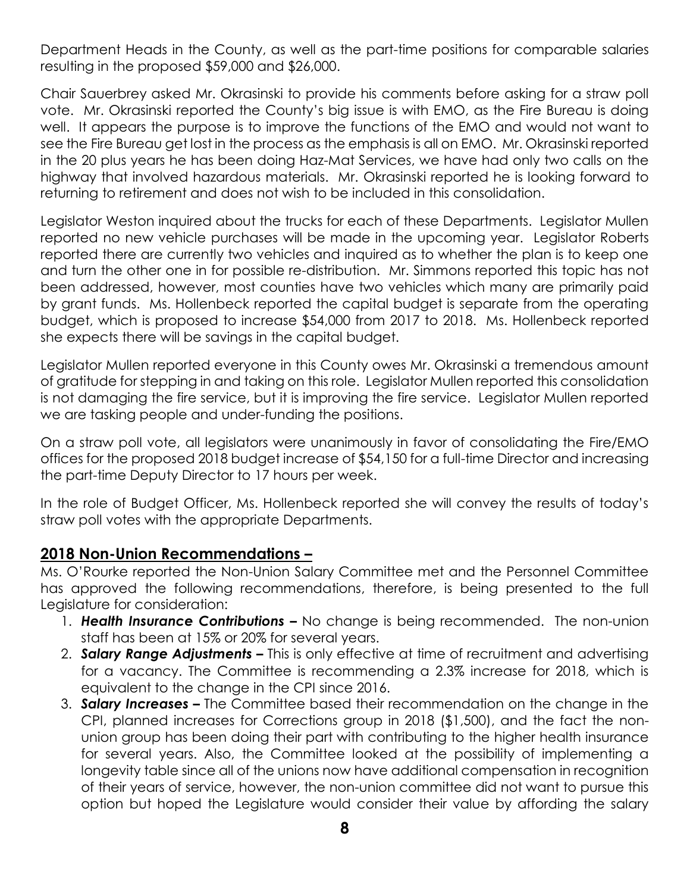Department Heads in the County, as well as the part-time positions for comparable salaries resulting in the proposed $59,000 and $26,000.

Chair Sauerbrey asked Mr. Okrasinski to provide his comments before asking for a straw poll vote. Mr. Okrasinski reported the County's big issue is with EMO, as the Fire Bureau is doing well. It appears the purpose is to improve the functions of the EMO and would not want to see the Fire Bureau get lost in the process as the emphasis is all on EMO. Mr. Okrasinski reported in the 20 plus years he has been doing Haz-Mat Services, we have had only two calls on the highway that involved hazardous materials. Mr. Okrasinski reported he is looking forward to returning to retirement and does not wish to be included in this consolidation.

Legislator Weston inquired about the trucks for each of these Departments. Legislator Mullen reported no new vehicle purchases will be made in the upcoming year. Legislator Roberts reported there are currently two vehicles and inquired as to whether the plan is to keep one and turn the other one in for possible re-distribution. Mr. Simmons reported this topic has not been addressed, however, most counties have two vehicles which many are primarily paid by grant funds. Ms. Hollenbeck reported the capital budget is separate from the operating budget, which is proposed to increase $54,000 from 2017 to 2018. Ms. Hollenbeck reported she expects there will be savings in the capital budget.

Legislator Mullen reported everyone in this County owes Mr. Okrasinski a tremendous amount of gratitude for stepping in and taking on this role. Legislator Mullen reported this consolidation is not damaging the fire service, but it is improving the fire service. Legislator Mullen reported we are tasking people and under-funding the positions.

On a straw poll vote, all legislators were unanimously in favor of consolidating the Fire/EMO offices for the proposed 2018 budget increase of $54,150 for a full-time Director and increasing the part-time Deputy Director to 17 hours per week.

In the role of Budget Officer, Ms. Hollenbeck reported she will convey the results of today's straw poll votes with the appropriate Departments.

## 2018 Non-Union Recommendations –

Ms. O'Rourke reported the Non-Union Salary Committee met and the Personnel Committee has approved the following recommendations, therefore, is being presented to the full Legislature for consideration:

1. ***Health Insurance Contributions –*** No change is being recommended. The non-union staff has been at 15% or 20% for several years.
2. ***Salary Range Adjustments –*** This is only effective at time of recruitment and advertising for a vacancy. The Committee is recommending a 2.3% increase for 2018, which is equivalent to the change in the CPI since 2016.
3. ***Salary Increases –*** The Committee based their recommendation on the change in the CPI, planned increases for Corrections group in 2018 ($1,500), and the fact the non-union group has been doing their part with contributing to the higher health insurance for several years. Also, the Committee looked at the possibility of implementing a longevity table since all of the unions now have additional compensation in recognition of their years of service, however, the non-union committee did not want to pursue this option but hoped the Legislature would consider their value by affording the salary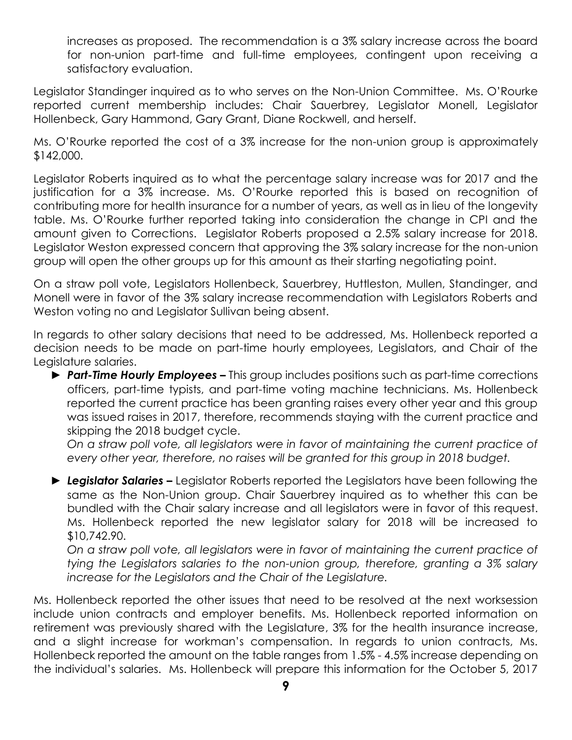increases as proposed. The recommendation is a 3% salary increase across the board for non-union part-time and full-time employees, contingent upon receiving a satisfactory evaluation.

Legislator Standinger inquired as to who serves on the Non-Union Committee. Ms. O'Rourke reported current membership includes: Chair Sauerbrey, Legislator Monell, Legislator Hollenbeck, Gary Hammond, Gary Grant, Diane Rockwell, and herself.

Ms. O'Rourke reported the cost of a 3% increase for the non-union group is approximately $142,000.

Legislator Roberts inquired as to what the percentage salary increase was for 2017 and the justification for a 3% increase. Ms. O'Rourke reported this is based on recognition of contributing more for health insurance for a number of years, as well as in lieu of the longevity table. Ms. O'Rourke further reported taking into consideration the change in CPI and the amount given to Corrections. Legislator Roberts proposed a 2.5% salary increase for 2018. Legislator Weston expressed concern that approving the 3% salary increase for the non-union group will open the other groups up for this amount as their starting negotiating point.

On a straw poll vote, Legislators Hollenbeck, Sauerbrey, Huttleston, Mullen, Standinger, and Monell were in favor of the 3% salary increase recommendation with Legislators Roberts and Weston voting no and Legislator Sullivan being absent.

In regards to other salary decisions that need to be addressed, Ms. Hollenbeck reported a decision needs to be made on part-time hourly employees, Legislators, and Chair of the Legislature salaries.

► ***Part-Time Hourly Employees –*** This group includes positions such as part-time corrections officers, part-time typists, and part-time voting machine technicians. Ms. Hollenbeck reported the current practice has been granting raises every other year and this group was issued raises in 2017, therefore, recommends staying with the current practice and skipping the 2018 budget cycle.

*On a straw poll vote, all legislators were in favor of maintaining the current practice of every other year, therefore, no raises will be granted for this group in 2018 budget.*

► ***Legislator Salaries –*** Legislator Roberts reported the Legislators have been following the same as the Non-Union group. Chair Sauerbrey inquired as to whether this can be bundled with the Chair salary increase and all legislators were in favor of this request. Ms. Hollenbeck reported the new legislator salary for 2018 will be increased to $10,742.90.

*On a straw poll vote, all legislators were in favor of maintaining the current practice of tying the Legislators salaries to the non-union group, therefore, granting a 3% salary increase for the Legislators and the Chair of the Legislature.*

Ms. Hollenbeck reported the other issues that need to be resolved at the next worksession include union contracts and employer benefits. Ms. Hollenbeck reported information on retirement was previously shared with the Legislature, 3% for the health insurance increase, and a slight increase for workman's compensation. In regards to union contracts, Ms. Hollenbeck reported the amount on the table ranges from 1.5% - 4.5% increase depending on the individual's salaries. Ms. Hollenbeck will prepare this information for the October 5, 2017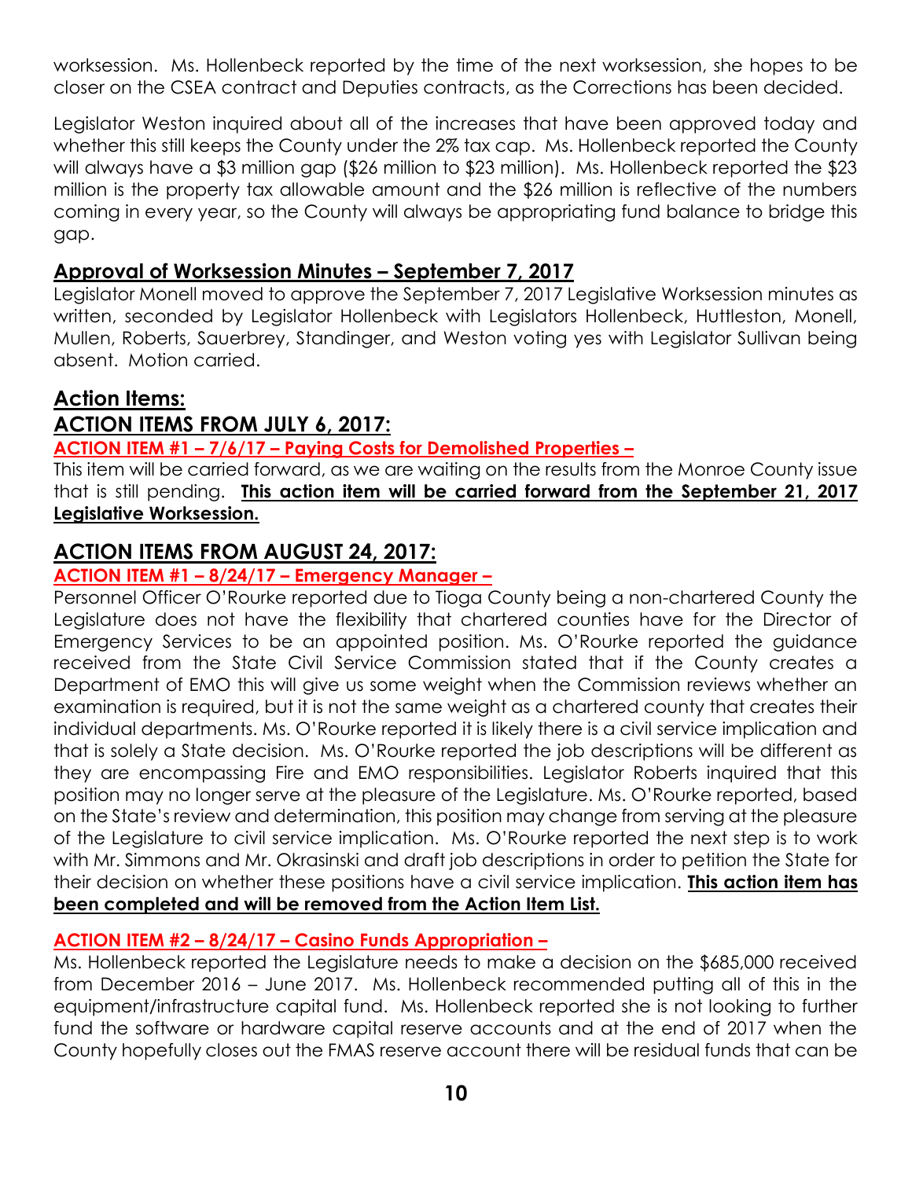worksession. Ms. Hollenbeck reported by the time of the next worksession, she hopes to be closer on the CSEA contract and Deputies contracts, as the Corrections has been decided.

Legislator Weston inquired about all of the increases that have been approved today and whether this still keeps the County under the 2% tax cap. Ms. Hollenbeck reported the County will always have a $3 million gap ($26 million to $23 million). Ms. Hollenbeck reported the $23 million is the property tax allowable amount and the $26 million is reflective of the numbers coming in every year, so the County will always be appropriating fund balance to bridge this gap.

## **Approval of Worksession Minutes – September 7, 2017**

Legislator Monell moved to approve the September 7, 2017 Legislative Worksession minutes as written, seconded by Legislator Hollenbeck with Legislators Hollenbeck, Huttleston, Monell, Mullen, Roberts, Sauerbrey, Standinger, and Weston voting yes with Legislator Sullivan being absent. Motion carried.

## **Action Items:**

## **ACTION ITEMS FROM JULY 6, 2017:**

### **ACTION ITEM #1 – 7/6/17 – Paying Costs for Demolished Properties –**

This item will be carried forward, as we are waiting on the results from the Monroe County issue that is still pending. **This action item will be carried forward from the September 21, 2017 Legislative Worksession.**

## **ACTION ITEMS FROM AUGUST 24, 2017:**

### **ACTION ITEM #1 – 8/24/17 – Emergency Manager –**

Personnel Officer O'Rourke reported due to Tioga County being a non-chartered County the Legislature does not have the flexibility that chartered counties have for the Director of Emergency Services to be an appointed position. Ms. O'Rourke reported the guidance received from the State Civil Service Commission stated that if the County creates a Department of EMO this will give us some weight when the Commission reviews whether an examination is required, but it is not the same weight as a chartered county that creates their individual departments. Ms. O'Rourke reported it is likely there is a civil service implication and that is solely a State decision. Ms. O'Rourke reported the job descriptions will be different as they are encompassing Fire and EMO responsibilities. Legislator Roberts inquired that this position may no longer serve at the pleasure of the Legislature. Ms. O'Rourke reported, based on the State's review and determination, this position may change from serving at the pleasure of the Legislature to civil service implication. Ms. O'Rourke reported the next step is to work with Mr. Simmons and Mr. Okrasinski and draft job descriptions in order to petition the State for their decision on whether these positions have a civil service implication. **This action item has been completed and will be removed from the Action Item List.**

### **ACTION ITEM #2 – 8/24/17 – Casino Funds Appropriation –**

Ms. Hollenbeck reported the Legislature needs to make a decision on the $685,000 received from December 2016 – June 2017. Ms. Hollenbeck recommended putting all of this in the equipment/infrastructure capital fund. Ms. Hollenbeck reported she is not looking to further fund the software or hardware capital reserve accounts and at the end of 2017 when the County hopefully closes out the FMAS reserve account there will be residual funds that can be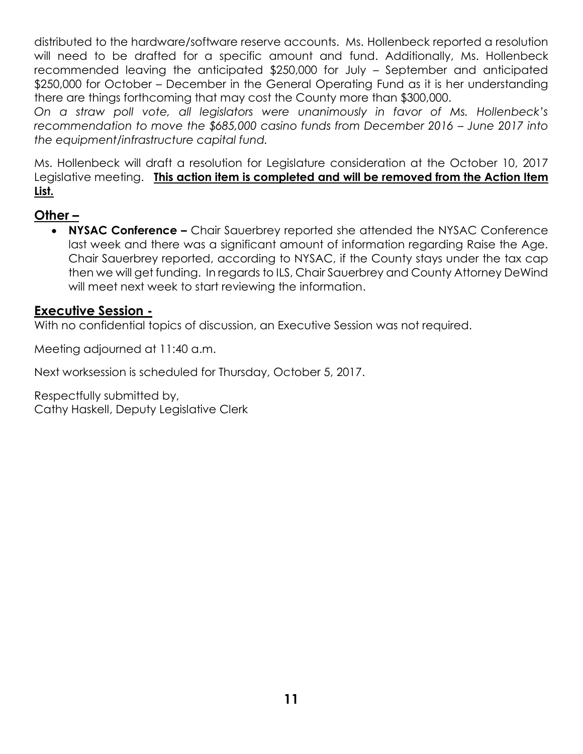distributed to the hardware/software reserve accounts. Ms. Hollenbeck reported a resolution will need to be drafted for a specific amount and fund. Additionally, Ms. Hollenbeck recommended leaving the anticipated $250,000 for July – September and anticipated $250,000 for October – December in the General Operating Fund as it is her understanding there are things forthcoming that may cost the County more than $300,000.

*On a straw poll vote, all legislators were unanimously in favor of Ms. Hollenbeck's recommendation to move the $685,000 casino funds from December 2016 – June 2017 into the equipment/infrastructure capital fund.*

Ms. Hollenbeck will draft a resolution for Legislature consideration at the October 10, 2017 Legislative meeting. **This action item is completed and will be removed from the Action Item List.**

## Other –

- **NYSAC Conference –** Chair Sauerbrey reported she attended the NYSAC Conference last week and there was a significant amount of information regarding Raise the Age. Chair Sauerbrey reported, according to NYSAC, if the County stays under the tax cap then we will get funding. In regards to ILS, Chair Sauerbrey and County Attorney DeWind will meet next week to start reviewing the information.

## Executive Session -

With no confidential topics of discussion, an Executive Session was not required.

Meeting adjourned at 11:40 a.m.

Next worksession is scheduled for Thursday, October 5, 2017.

Respectfully submitted by,
Cathy Haskell, Deputy Legislative Clerk